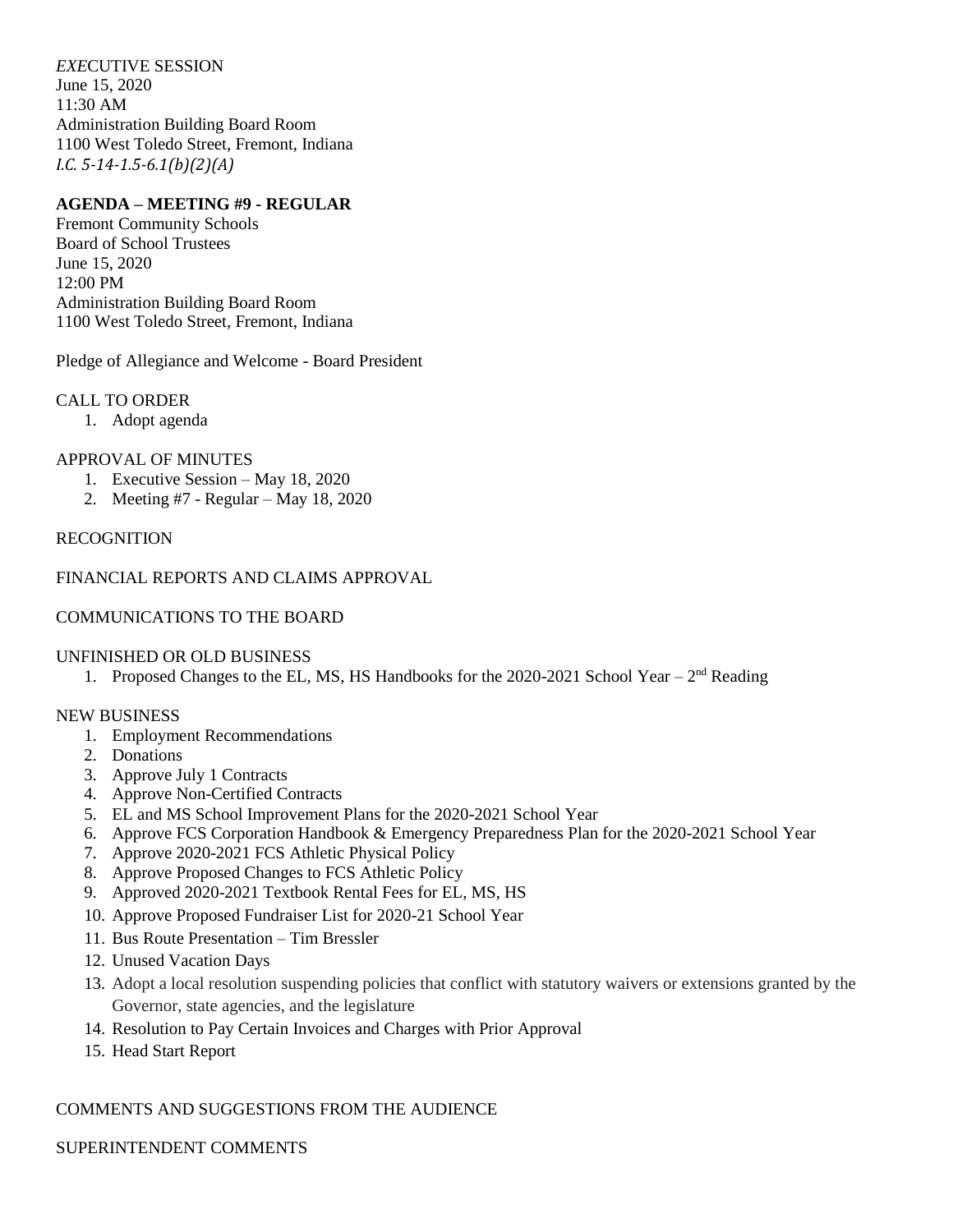*EXE*CUTIVE SESSION
June 15, 2020
11:30 AM
Administration Building Board Room
1100 West Toledo Street, Fremont, Indiana
*I.C. 5-14-1.5-6.1(b)(2)(A)*

**AGENDA – MEETING #9 - REGULAR**
Fremont Community Schools
Board of School Trustees
June 15, 2020
12:00 PM
Administration Building Board Room
1100 West Toledo Street, Fremont, Indiana

Pledge of Allegiance and Welcome - Board President

CALL TO ORDER

1. Adopt agenda

APPROVAL OF MINUTES

1. Executive Session – May 18, 2020
2. Meeting #7 - Regular – May 18, 2020

RECOGNITION

FINANCIAL REPORTS AND CLAIMS APPROVAL

COMMUNICATIONS TO THE BOARD

UNFINISHED OR OLD BUSINESS

1. Proposed Changes to the EL, MS, HS Handbooks for the 2020-2021 School Year – 2nd Reading

NEW BUSINESS

1. Employment Recommendations
2. Donations
3. Approve July 1 Contracts
4. Approve Non-Certified Contracts
5. EL and MS School Improvement Plans for the 2020-2021 School Year
6. Approve FCS Corporation Handbook & Emergency Preparedness Plan for the 2020-2021 School Year
7. Approve 2020-2021 FCS Athletic Physical Policy
8. Approve Proposed Changes to FCS Athletic Policy
9. Approved 2020-2021 Textbook Rental Fees for EL, MS, HS
10. Approve Proposed Fundraiser List for 2020-21 School Year
11. Bus Route Presentation – Tim Bressler
12. Unused Vacation Days
13. Adopt a local resolution suspending policies that conflict with statutory waivers or extensions granted by the Governor, state agencies, and the legislature
14. Resolution to Pay Certain Invoices and Charges with Prior Approval
15. Head Start Report

COMMENTS AND SUGGESTIONS FROM THE AUDIENCE

SUPERINTENDENT COMMENTS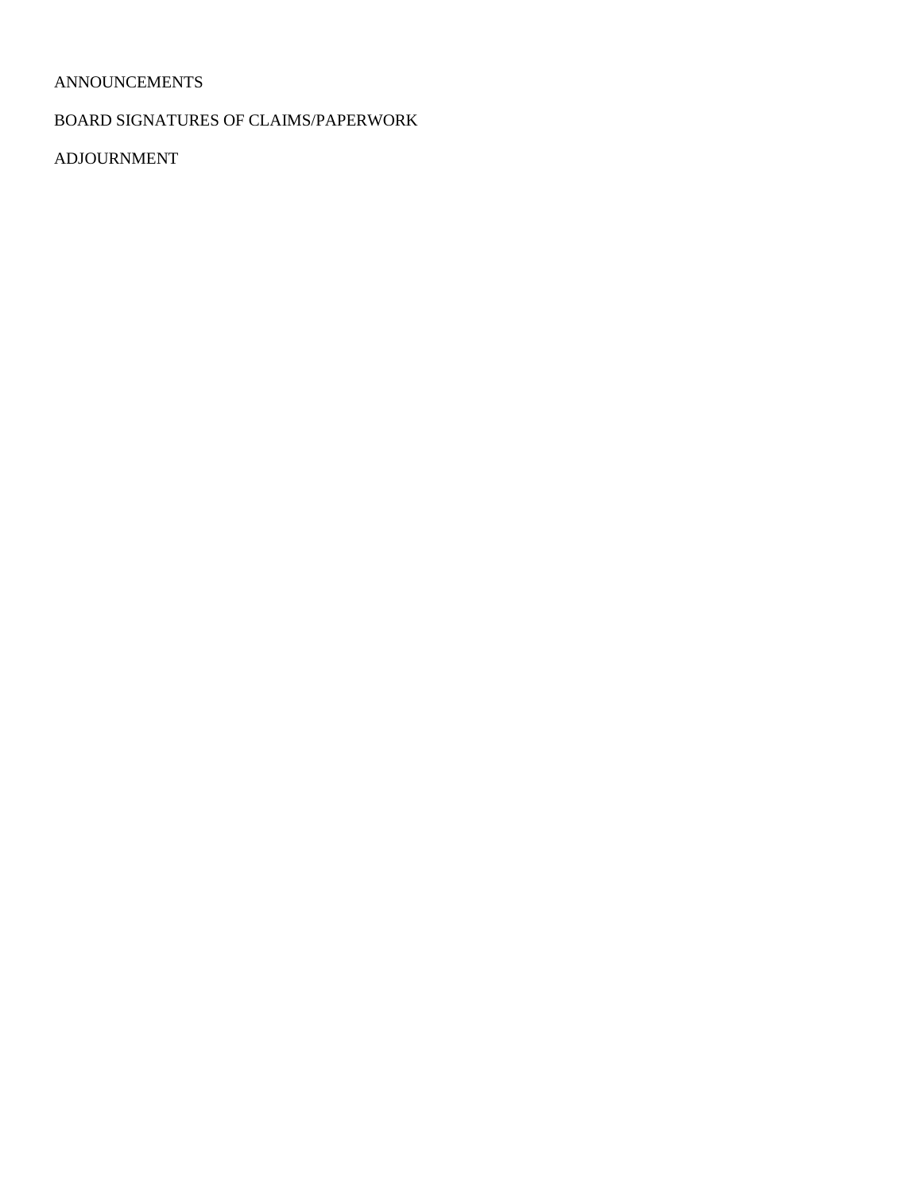ANNOUNCEMENTS

BOARD SIGNATURES OF CLAIMS/PAPERWORK

ADJOURNMENT